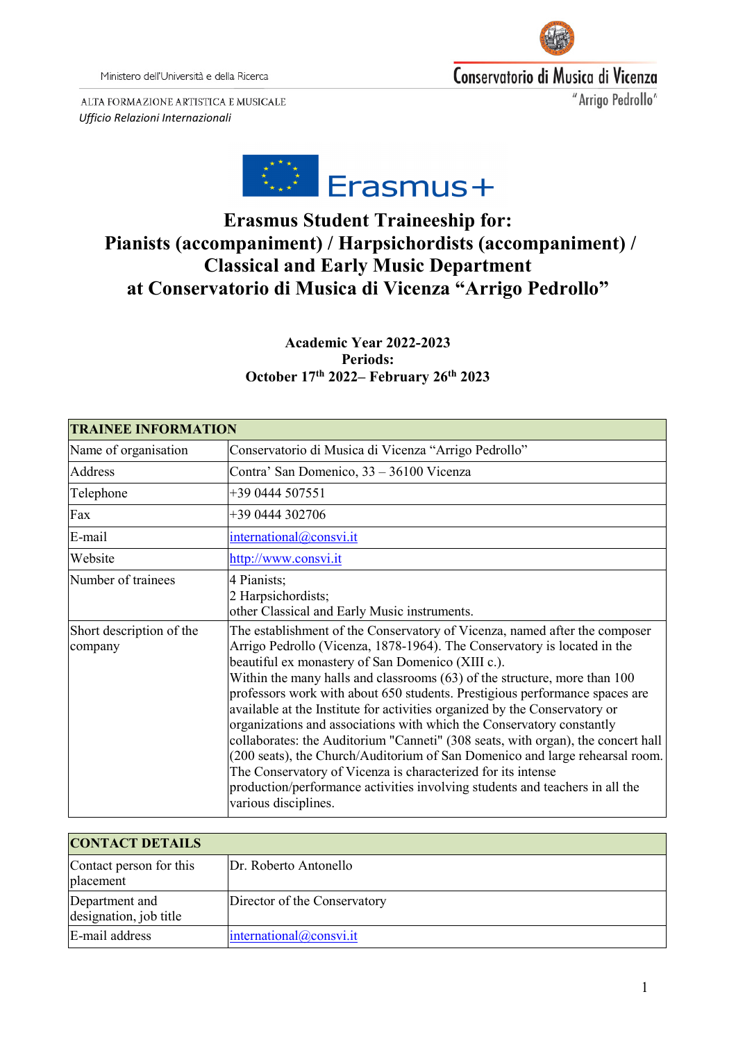Ministero dell'Università e della Ricerca

ALTA FORMAZIONE ARTISTICA E MUSICALE

*Ufficio Relazioni Internazionali*

Conservatorio di Musica di Vicenza

"Arrigo Pedrollo"

Erasmus+

# Erasmus Student Traineeship for: Pianists (accompaniment) / Harpsichordists (accompaniment) / Classical and Early Music Department at Conservatorio di Musica di Vicenza "Arrigo Pedrollo"

**Academic Year 2022-2023**
**Periods:**
**October 17th 2022– February 26th 2023**

| TRAINEE INFORMATION | |
|---|---|
| Name of organisation | Conservatorio di Musica di Vicenza "Arrigo Pedrollo" |
| Address | Contra' San Domenico, 33 – 36100 Vicenza |
| Telephone | +39 0444 507551 |
| Fax | +39 0444 302706 |
| E-mail | international@consvi.it |
| Website | http://www.consvi.it |
| Number of trainees | 4 Pianists;<br>2 Harpsichordists;<br>other Classical and Early Music instruments. |
| Short description of the company | The establishment of the Conservatory of Vicenza, named after the composer Arrigo Pedrollo (Vicenza, 1878-1964). The Conservatory is located in the beautiful ex monastery of San Domenico (XIII c.).<br>Within the many halls and classrooms (63) of the structure, more than 100 professors work with about 650 students. Prestigious performance spaces are available at the Institute for activities organized by the Conservatory or organizations and associations with which the Conservatory constantly collaborates: the Auditorium "Canneti" (308 seats, with organ), the concert hall (200 seats), the Church/Auditorium of San Domenico and large rehearsal room. The Conservatory of Vicenza is characterized for its intense production/performance activities involving students and teachers in all the various disciplines. |

| CONTACT DETAILS | |
|---|---|
| Contact person for this placement | Dr. Roberto Antonello |
| Department and designation, job title | Director of the Conservatory |
| E-mail address | international@consvi.it |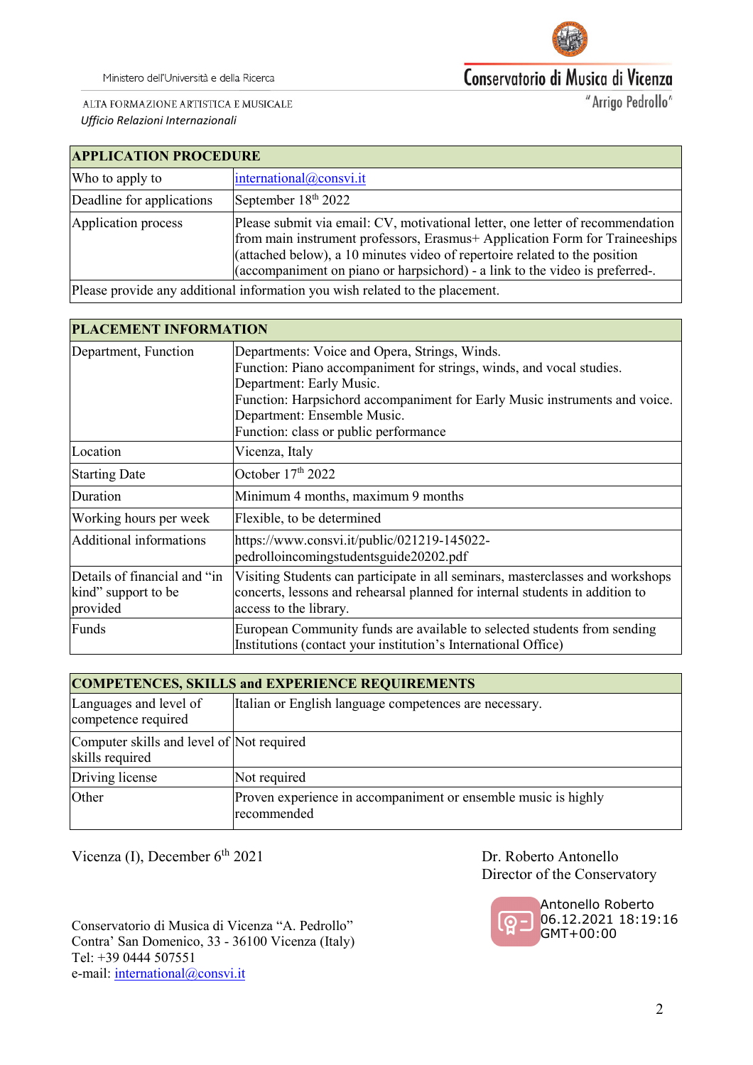| APPLICATION PROCEDURE | |
|---|---|
| Who to apply to | international@consvi.it |
| Deadline for applications | September 18th 2022 |
| Application process | Please submit via email: CV, motivational letter, one letter of recommendation from main instrument professors, Erasmus+ Application Form for Traineeships (attached below), a 10 minutes video of repertoire related to the position (accompaniment on piano or harpsichord) - a link to the video is preferred-. |
| Please provide any additional information you wish related to the placement. | |

| PLACEMENT INFORMATION | |
|---|---|
| Department, Function | Departments: Voice and Opera, Strings, Winds.<br>Function: Piano accompaniment for strings, winds, and vocal studies.<br>Department: Early Music.<br>Function: Harpsichord accompaniment for Early Music instruments and voice.<br>Department: Ensemble Music.<br>Function: class or public performance |
| Location | Vicenza, Italy |
| Starting Date | October 17th 2022 |
| Duration | Minimum 4 months, maximum 9 months |
| Working hours per week | Flexible, to be determined |
| Additional informations | https://www.consvi.it/public/021219-145022-pedrolloincomingstudentsguide20202.pdf |
| Details of financial and "in kind" support to be provided | Visiting Students can participate in all seminars, masterclasses and workshops concerts, lessons and rehearsal planned for internal students in addition to access to the library. |
| Funds | European Community funds are available to selected students from sending Institutions (contact your institution's International Office) |

| COMPETENCES, SKILLS and EXPERIENCE REQUIREMENTS | |
|---|---|
| Languages and level of competence required | Italian or English language competences are necessary. |
| Computer skills and level of skills required | Not required |
| Driving license | Not required |
| Other | Proven experience in accompaniment or ensemble music is highly recommended |

Vicenza (I), December 6th 2021

Dr. Roberto Antonello
Director of the Conservatory

Antonello Roberto
06.12.2021 18:19:16
GMT+00:00

Conservatorio di Musica di Vicenza "A. Pedrollo"
Contra' San Domenico, 33 - 36100 Vicenza (Italy)
Tel: +39 0444 507551
e-mail: international@consvi.it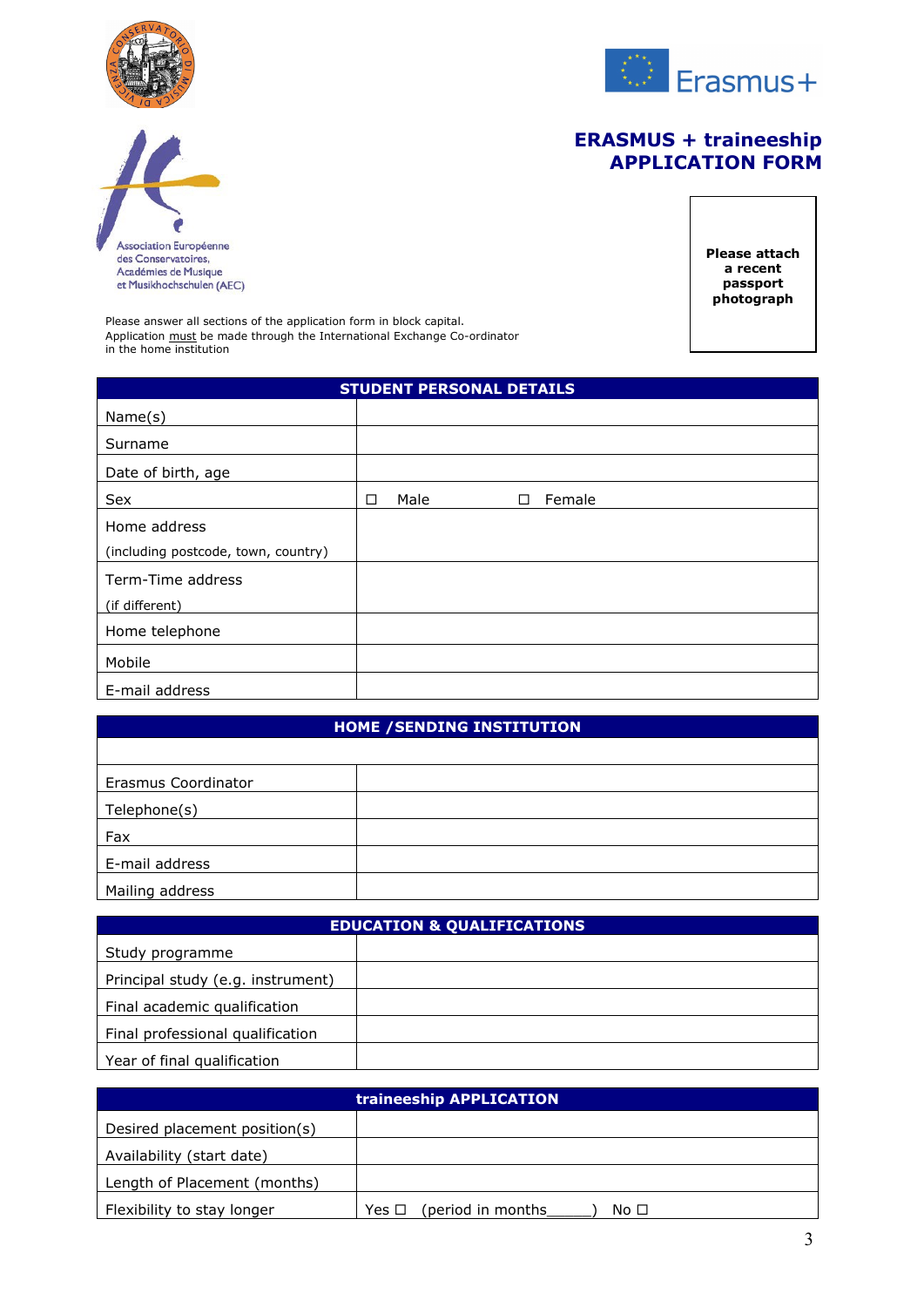Association Européenne des Conservatoires, Académies de Musique et Musikhochschulen (AEC)

# ERASMUS + traineeship APPLICATION FORM

**Please attach a recent passport photograph**

Please answer all sections of the application form in block capital.
Application must be made through the International Exchange Co-ordinator in the home institution

| STUDENT PERSONAL DETAILS | |
|---|---|
| Name(s) | |
| Surname | |
| Date of birth, age | |
| Sex | ☐ Male ☐ Female |
| Home address (including postcode, town, country) | |
| Term-Time address (if different) | |
| Home telephone | |
| Mobile | |
| E-mail address | |

| HOME /SENDING INSTITUTION | |
|---|---|
| | |
| Erasmus Coordinator | |
| Telephone(s) | |
| Fax | |
| E-mail address | |
| Mailing address | |

| EDUCATION & QUALIFICATIONS | |
|---|---|
| Study programme | |
| Principal study (e.g. instrument) | |
| Final academic qualification | |
| Final professional qualification | |
| Year of final qualification | |

| traineeship APPLICATION | |
|---|---|
| Desired placement position(s) | |
| Availability (start date) | |
| Length of Placement (months) | |
| Flexibility to stay longer | Yes ☐ (period in months_____) No ☐ |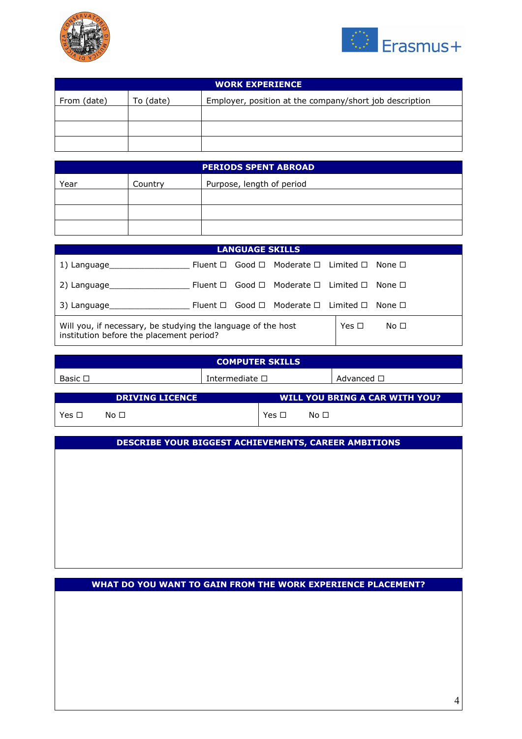| WORK EXPERIENCE | | |
|---|---|---|
| From (date) | To (date) | Employer, position at the company/short job description |
| | | |
| | | |
| | | |

| PERIODS SPENT ABROAD | | |
|---|---|---|
| Year | Country | Purpose, length of period |
| | | |
| | | |
| | | |

| LANGUAGE SKILLS | |
|---|---|
| 1) Language_________________ Fluent ☐ Good ☐ Moderate ☐ Limited ☐ None ☐ | |
| 2) Language_________________ Fluent ☐ Good ☐ Moderate ☐ Limited ☐ None ☐ | |
| 3) Language_________________ Fluent ☐ Good ☐ Moderate ☐ Limited ☐ None ☐ | |
| Will you, if necessary, be studying the language of the host institution before the placement period? | Yes ☐ No ☐ |

| COMPUTER SKILLS | | |
|---|---|---|
| Basic ☐ | Intermediate ☐ | Advanced ☐ |

| DRIVING LICENCE | WILL YOU BRING A CAR WITH YOU? |
|---|---|
| Yes ☐ No ☐ | Yes ☐ No ☐ |

| DESCRIBE YOUR BIGGEST ACHIEVEMENTS, CAREER AMBITIONS |
|---|
| |

| WHAT DO YOU WANT TO GAIN FROM THE WORK EXPERIENCE PLACEMENT? |
|---|
| |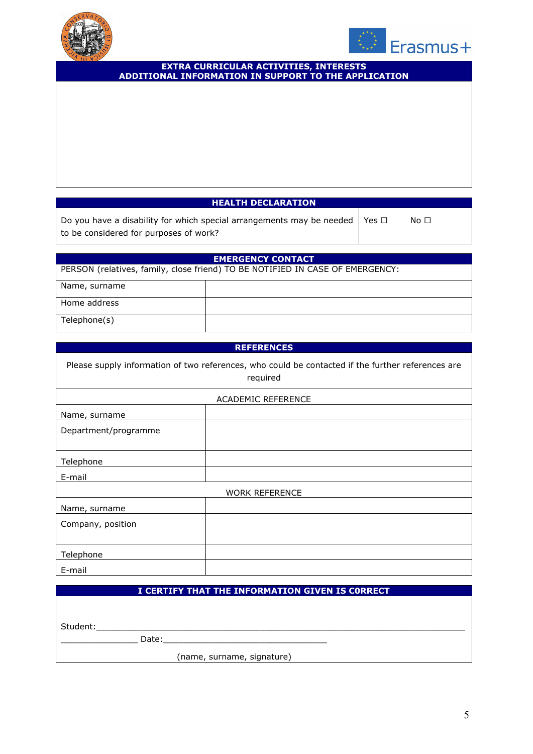## EXTRA CURRICULAR ACTIVITIES, INTERESTS
## ADDITIONAL INFORMATION IN SUPPORT TO THE APPLICATION

## HEALTH DECLARATION

| | |
|---|---|
| Do you have a disability for which special arrangements may be needed to be considered for purposes of work? | Yes ☐ No ☐ |

## EMERGENCY CONTACT

PERSON (relatives, family, close friend) TO BE NOTIFIED IN CASE OF EMERGENCY:

| | |
|---|---|
| Name, surname | |
| Home address | |
| Telephone(s) | |

## REFERENCES

Please supply information of two references, who could be contacted if the further references are required

**ACADEMIC REFERENCE**

| | |
|---|---|
| Name, surname | |
| Department/programme | |
| Telephone | |
| E-mail | |

**WORK REFERENCE**

| | |
|---|---|
| Name, surname | |
| Company, position | |
| Telephone | |
| E-mail | |

## I CERTIFY THAT THE INFORMATION GIVEN IS CORRECT

Student:_______________________________________________________________________________

________________ Date:__________________________________

(name, surname, signature)